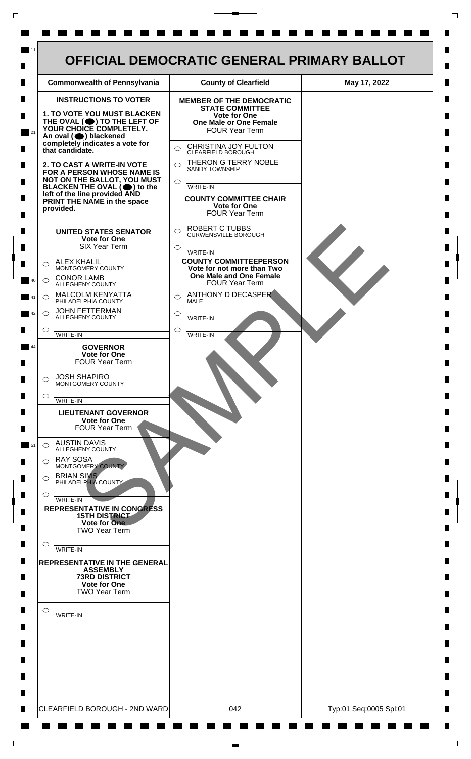# OFFICIAL DEMOCRATIC GENERAL PRIMARY BALLOT

| Commonwealth of Pennsylvania | County of Clearfield | May 17, 2022 |
|---|---|---|

## INSTRUCTIONS TO VOTER

**1. TO VOTE YOU MUST BLACKEN THE OVAL (⬤) TO THE LEFT OF YOUR CHOICE COMPLETELY.** An oval (⬤) blackened completely indicates a vote for that candidate.

**2. TO CAST A WRITE-IN VOTE FOR A PERSON WHOSE NAME IS NOT ON THE BALLOT, YOU MUST BLACKEN THE OVAL (⬤) to the left of the line provided AND PRINT THE NAME in the space provided.**

### UNITED STATES SENATOR
**Vote for One**
SIX Year Term

- ○ ALEX KHALIL — MONTGOMERY COUNTY
- ○ CONOR LAMB — ALLEGHENY COUNTY
- ○ MALCOLM KENYATTA — PHILADELPHIA COUNTY
- ○ JOHN FETTERMAN — ALLEGHENY COUNTY
- ○ ______ WRITE-IN

### GOVERNOR
**Vote for One**
FOUR Year Term

- ○ JOSH SHAPIRO — MONTGOMERY COUNTY
- ○ ______ WRITE-IN

### LIEUTENANT GOVERNOR
**Vote for One**
FOUR Year Term

- ○ AUSTIN DAVIS — ALLEGHENY COUNTY
- ○ RAY SOSA — MONTGOMERY COUNTY
- ○ BRIAN SIMS — PHILADELPHIA COUNTY
- ○ ______ WRITE-IN

### REPRESENTATIVE IN CONGRESS
**15TH DISTRICT**
**Vote for One**
TWO Year Term

- ○ ______ WRITE-IN

### REPRESENTATIVE IN THE GENERAL ASSEMBLY
**73RD DISTRICT**
**Vote for One**
TWO Year Term

- ○ ______ WRITE-IN

### MEMBER OF THE DEMOCRATIC STATE COMMITTEE
**Vote for One**
**One Male or One Female**
FOUR Year Term

- ○ CHRISTINA JOY FULTON — CLEARFIELD BOROUGH
- ○ THERON G TERRY NOBLE — SANDY TOWNSHIP
- ○ ______ WRITE-IN

### COUNTY COMMITTEE CHAIR
**Vote for One**
FOUR Year Term

- ○ ROBERT C TUBBS — CURWENSVILLE BOROUGH
- ○ ______ WRITE-IN

### COUNTY COMMITTEEPERSON
**Vote for not more than Two**
**One Male and One Female**
FOUR Year Term

- ○ ANTHONY D DECASPER — MALE
- ○ ______ WRITE-IN
- ○ ______ WRITE-IN

SAMPLE

| CLEARFIELD BOROUGH - 2ND WARD | 042 | Typ:01 Seq:0005 Spl:01 |
|---|---|---|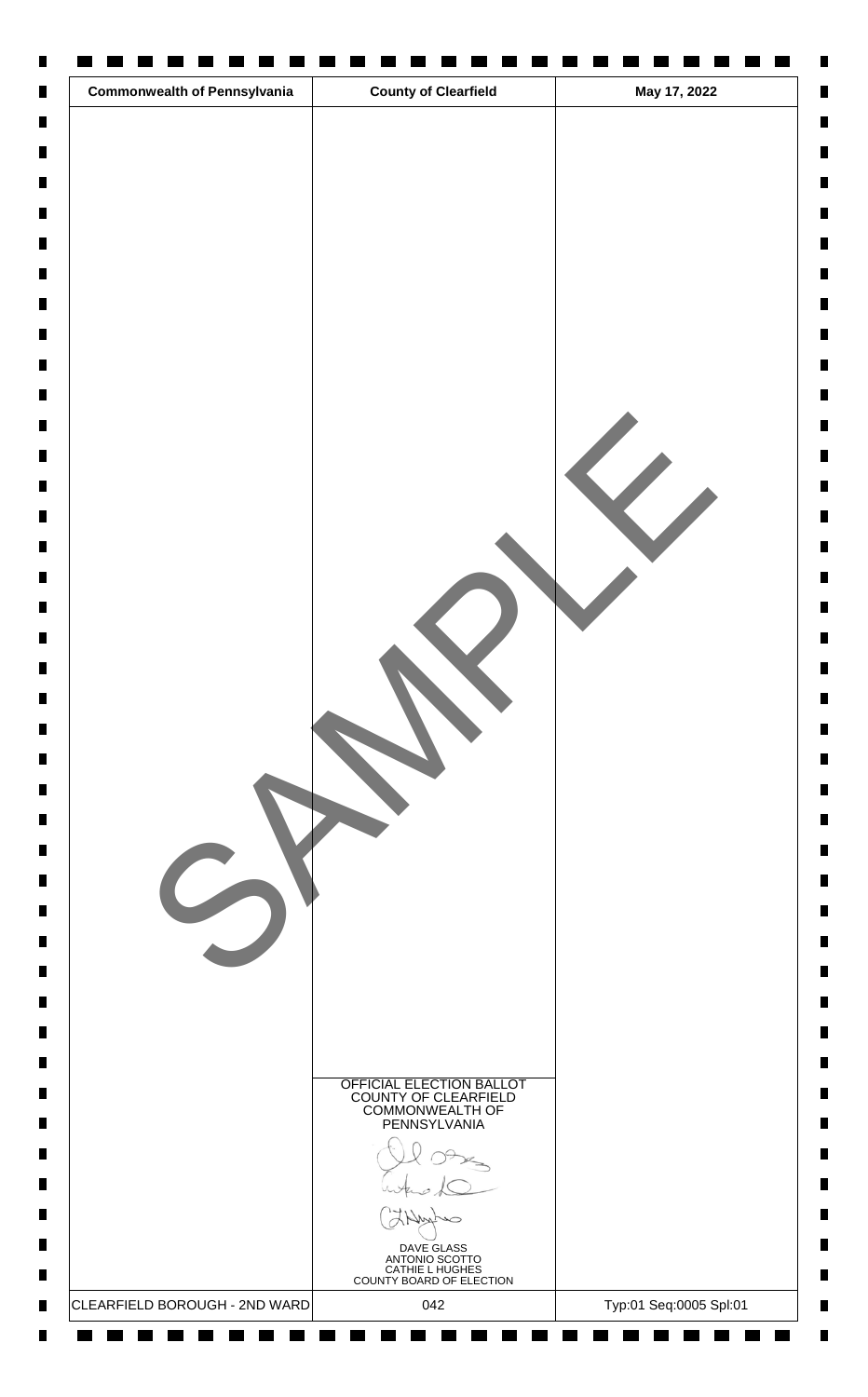| Commonwealth of Pennsylvania | County of Clearfield | May 17, 2022 |
| --- | --- | --- |
| | OFFICIAL ELECTION BALLOT<br>COUNTY OF CLEARFIELD<br>COMMONWEALTH OF PENNSYLVANIA<br><br>DAVE GLASS<br>ANTONIO SCOTTO<br>CATHIE L HUGHES<br>COUNTY BOARD OF ELECTION | |
| CLEARFIELD BOROUGH - 2ND WARD | 042 | Typ:01 Seq:0005 Spl:01 |

SAMPLE